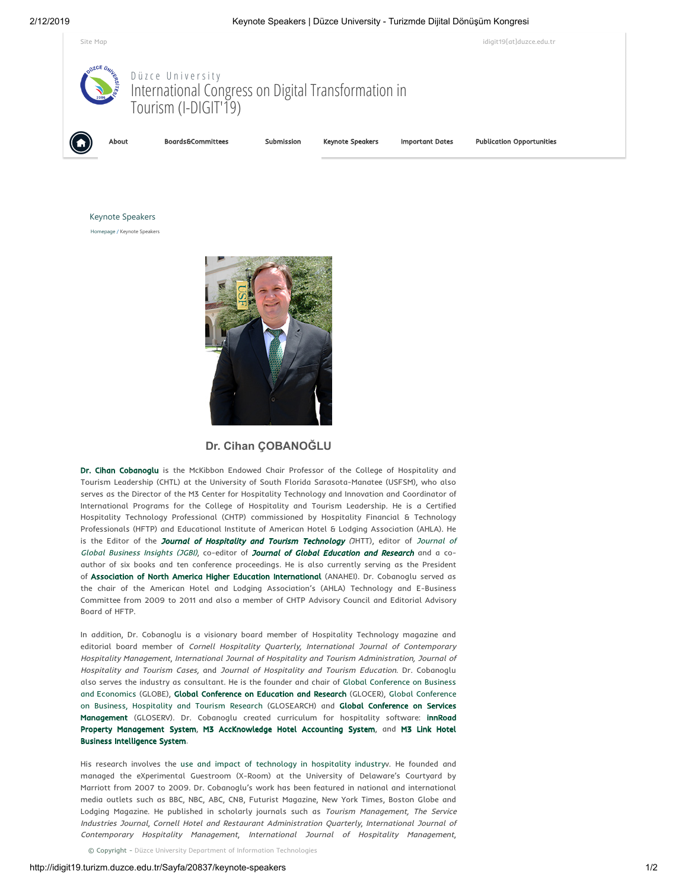Site Map

idigit19[at]duzce.edu.tr

Düzce University

# International Congress on Digital Transformation in Tourism (I-DIGIT'19)

About | Boards&Committees | Submission | Keynote Speakers | Important Dates | Publication Opportunities

## Keynote Speakers

Homepage / Keynote Speakers

### Dr. Cihan ÇOBANOĞLU

**Dr. Cihan Cobanoglu** is the McKibbon Endowed Chair Professor of the College of Hospitality and Tourism Leadership (CHTL) at the University of South Florida Sarasota-Manatee (USFSM), who also serves as the Director of the M3 Center for Hospitality Technology and Innovation and Coordinator of International Programs for the College of Hospitality and Tourism Leadership. He is a Certified Hospitality Technology Professional (CHTP) commissioned by Hospitality Financial & Technology Professionals (HFTP) and Educational Institute of American Hotel & Lodging Association (AHLA). He is the Editor of the ***Journal of Hospitality and Tourism Technology*** (JHTT), editor of *Journal of Global Business Insights (JGBI)*, co-editor of ***Journal of Global Education and Research*** and a co-author of six books and ten conference proceedings. He is also currently serving as the President of **Association of North America Higher Education International** (ANAHEI). Dr. Cobanoglu served as the chair of the American Hotel and Lodging Association's (AHLA) Technology and E-Business Committee from 2009 to 2011 and also a member of CHTP Advisory Council and Editorial Advisory Board of HFTP.

In addition, Dr. Cobanoglu is a visionary board member of Hospitality Technology magazine and editorial board member of *Cornell Hospitality Quarterly, International Journal of Contemporary Hospitality Management, International Journal of Hospitality and Tourism Administration, Journal of Hospitality and Tourism Cases,* and *Journal of Hospitality and Tourism Education*. Dr. Cobanoglu also serves the industry as consultant. He is the founder and chair of Global Conference on Business and Economics (GLOBE), **Global Conference on Education and Research** (GLOCER), Global Conference on Business, Hospitality and Tourism Research (GLOSEARCH) and **Global Conference on Services Management** (GLOSERV). Dr. Cobanoglu created curriculum for hospitality software: **innRoad Property Management System**, **M3 AccKnowledge Hotel Accounting System**, and **M3 Link Hotel Business Intelligence System**.

His research involves the use and impact of technology in hospitality industryv. He founded and managed the eXperimental Guestroom (X-Room) at the University of Delaware's Courtyard by Marriott from 2007 to 2009. Dr. Cobanoglu's work has been featured in national and international media outlets such as BBC, NBC, ABC, CN8, Futurist Magazine, New York Times, Boston Globe and Lodging Magazine. He published in scholarly journals such as *Tourism Management, The Service Industries Journal, Cornell Hotel and Restaurant Administration Quarterly, International Journal of Contemporary Hospitality Management, International Journal of Hospitality Management,*

© Copyright - Düzce University Department of Information Technologies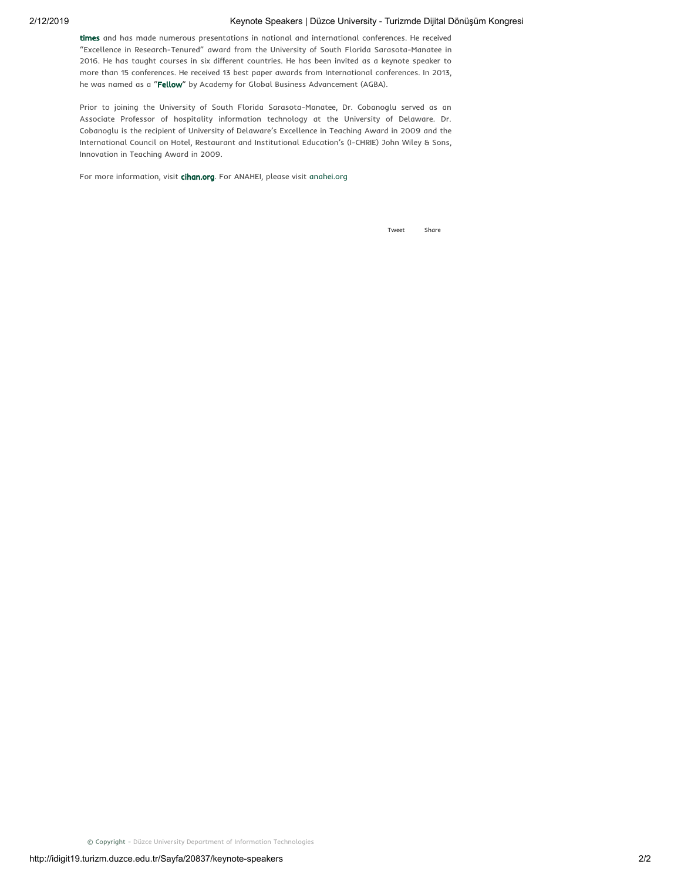**times** and has made numerous presentations in national and international conferences. He received "Excellence in Research-Tenured" award from the University of South Florida Sarasota-Manatee in 2016. He has taught courses in six different countries. He has been invited as a keynote speaker to more than 15 conferences. He received 13 best paper awards from International conferences. In 2013, he was named as a "**Fellow**" by Academy for Global Business Advancement (AGBA).

Prior to joining the University of South Florida Sarasota-Manatee, Dr. Cobanoglu served as an Associate Professor of hospitality information technology at the University of Delaware. Dr. Cobanoglu is the recipient of University of Delaware's Excellence in Teaching Award in 2009 and the International Council on Hotel, Restaurant and Institutional Education's (I-CHRIE) John Wiley & Sons, Innovation in Teaching Award in 2009.

For more information, visit **cihan.org**. For ANAHEI, please visit anahei.org

Tweet Share

© Copyright - Düzce University Department of Information Technologies